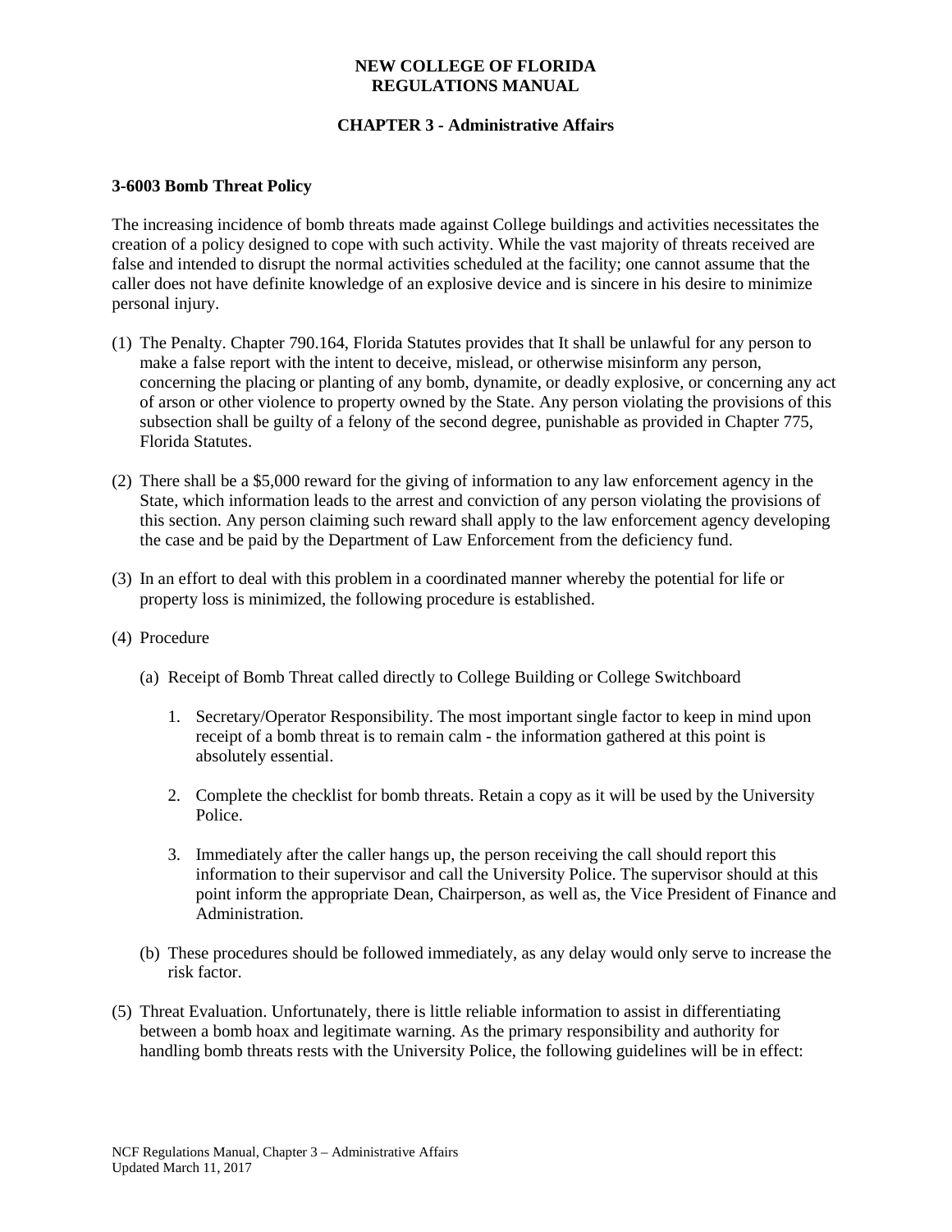**NEW COLLEGE OF FLORIDA**
**REGULATIONS MANUAL**

**CHAPTER 3 - Administrative Affairs**

**3-6003 Bomb Threat Policy**

The increasing incidence of bomb threats made against College buildings and activities necessitates the creation of a policy designed to cope with such activity. While the vast majority of threats received are false and intended to disrupt the normal activities scheduled at the facility; one cannot assume that the caller does not have definite knowledge of an explosive device and is sincere in his desire to minimize personal injury.

(1) The Penalty. Chapter 790.164, Florida Statutes provides that It shall be unlawful for any person to make a false report with the intent to deceive, mislead, or otherwise misinform any person, concerning the placing or planting of any bomb, dynamite, or deadly explosive, or concerning any act of arson or other violence to property owned by the State. Any person violating the provisions of this subsection shall be guilty of a felony of the second degree, punishable as provided in Chapter 775, Florida Statutes.

(2) There shall be a $5,000 reward for the giving of information to any law enforcement agency in the State, which information leads to the arrest and conviction of any person violating the provisions of this section. Any person claiming such reward shall apply to the law enforcement agency developing the case and be paid by the Department of Law Enforcement from the deficiency fund.

(3) In an effort to deal with this problem in a coordinated manner whereby the potential for life or property loss is minimized, the following procedure is established.

(4) Procedure

   (a) Receipt of Bomb Threat called directly to College Building or College Switchboard

      1. Secretary/Operator Responsibility. The most important single factor to keep in mind upon receipt of a bomb threat is to remain calm - the information gathered at this point is absolutely essential.

      2. Complete the checklist for bomb threats. Retain a copy as it will be used by the University Police.

      3. Immediately after the caller hangs up, the person receiving the call should report this information to their supervisor and call the University Police. The supervisor should at this point inform the appropriate Dean, Chairperson, as well as, the Vice President of Finance and Administration.

   (b) These procedures should be followed immediately, as any delay would only serve to increase the risk factor.

(5) Threat Evaluation. Unfortunately, there is little reliable information to assist in differentiating between a bomb hoax and legitimate warning. As the primary responsibility and authority for handling bomb threats rests with the University Police, the following guidelines will be in effect: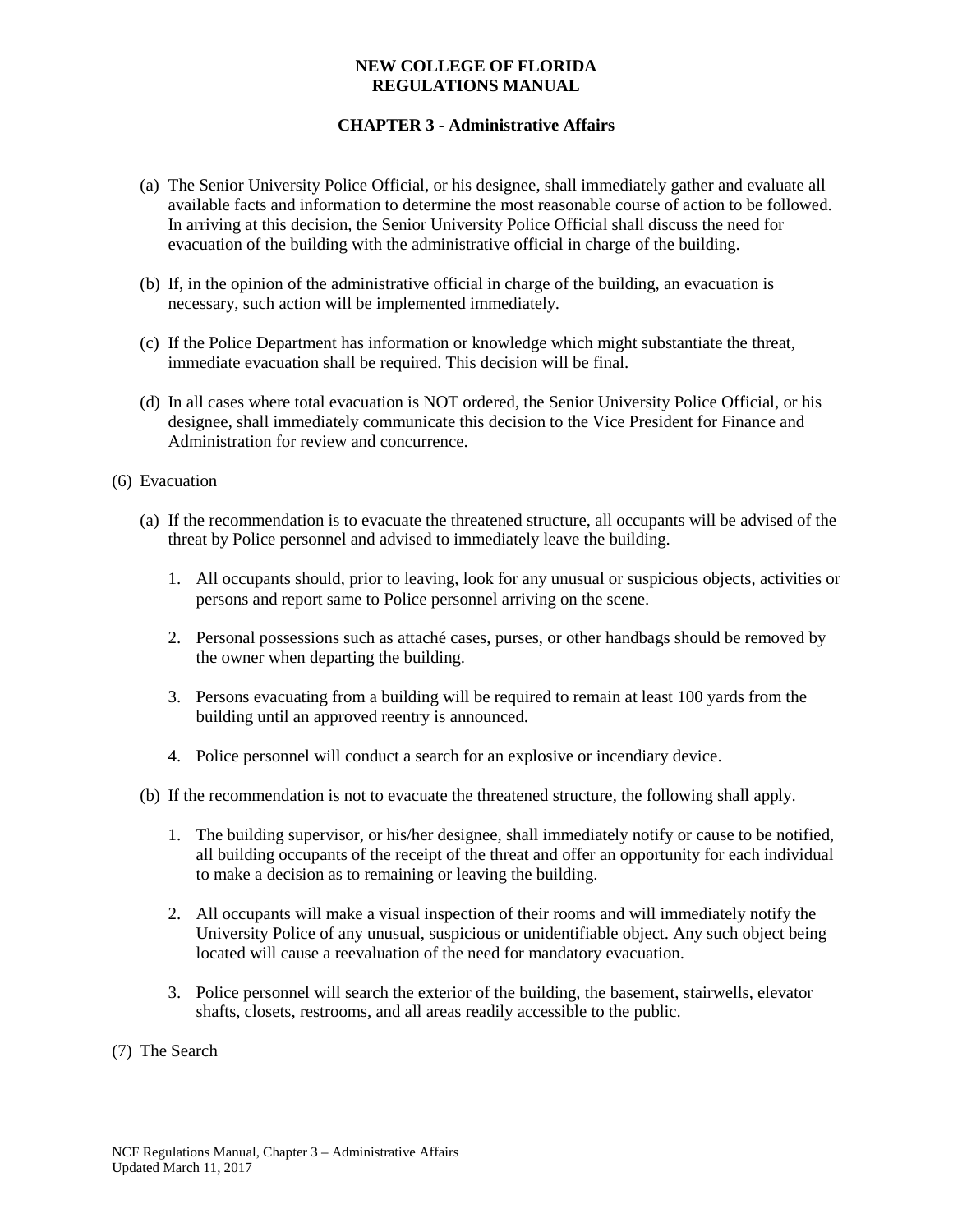(a) The Senior University Police Official, or his designee, shall immediately gather and evaluate all available facts and information to determine the most reasonable course of action to be followed. In arriving at this decision, the Senior University Police Official shall discuss the need for evacuation of the building with the administrative official in charge of the building.

(b) If, in the opinion of the administrative official in charge of the building, an evacuation is necessary, such action will be implemented immediately.

(c) If the Police Department has information or knowledge which might substantiate the threat, immediate evacuation shall be required. This decision will be final.

(d) In all cases where total evacuation is NOT ordered, the Senior University Police Official, or his designee, shall immediately communicate this decision to the Vice President for Finance and Administration for review and concurrence.

(6) Evacuation

(a) If the recommendation is to evacuate the threatened structure, all occupants will be advised of the threat by Police personnel and advised to immediately leave the building.

1. All occupants should, prior to leaving, look for any unusual or suspicious objects, activities or persons and report same to Police personnel arriving on the scene.

2. Personal possessions such as attaché cases, purses, or other handbags should be removed by the owner when departing the building.

3. Persons evacuating from a building will be required to remain at least 100 yards from the building until an approved reentry is announced.

4. Police personnel will conduct a search for an explosive or incendiary device.

(b) If the recommendation is not to evacuate the threatened structure, the following shall apply.

1. The building supervisor, or his/her designee, shall immediately notify or cause to be notified, all building occupants of the receipt of the threat and offer an opportunity for each individual to make a decision as to remaining or leaving the building.

2. All occupants will make a visual inspection of their rooms and will immediately notify the University Police of any unusual, suspicious or unidentifiable object. Any such object being located will cause a reevaluation of the need for mandatory evacuation.

3. Police personnel will search the exterior of the building, the basement, stairwells, elevator shafts, closets, restrooms, and all areas readily accessible to the public.

(7) The Search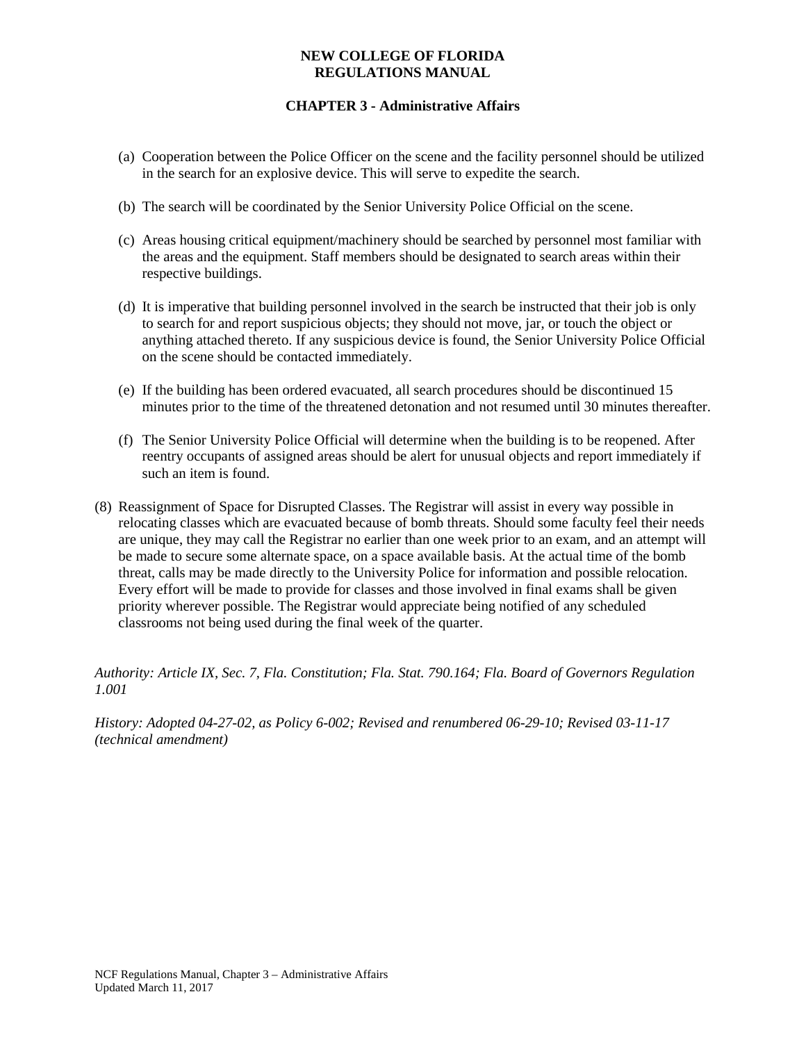(a) Cooperation between the Police Officer on the scene and the facility personnel should be utilized in the search for an explosive device. This will serve to expedite the search.

(b) The search will be coordinated by the Senior University Police Official on the scene.

(c) Areas housing critical equipment/machinery should be searched by personnel most familiar with the areas and the equipment. Staff members should be designated to search areas within their respective buildings.

(d) It is imperative that building personnel involved in the search be instructed that their job is only to search for and report suspicious objects; they should not move, jar, or touch the object or anything attached thereto. If any suspicious device is found, the Senior University Police Official on the scene should be contacted immediately.

(e) If the building has been ordered evacuated, all search procedures should be discontinued 15 minutes prior to the time of the threatened detonation and not resumed until 30 minutes thereafter.

(f) The Senior University Police Official will determine when the building is to be reopened. After reentry occupants of assigned areas should be alert for unusual objects and report immediately if such an item is found.

(8) Reassignment of Space for Disrupted Classes. The Registrar will assist in every way possible in relocating classes which are evacuated because of bomb threats. Should some faculty feel their needs are unique, they may call the Registrar no earlier than one week prior to an exam, and an attempt will be made to secure some alternate space, on a space available basis. At the actual time of the bomb threat, calls may be made directly to the University Police for information and possible relocation. Every effort will be made to provide for classes and those involved in final exams shall be given priority wherever possible. The Registrar would appreciate being notified of any scheduled classrooms not being used during the final week of the quarter.

*Authority: Article IX, Sec. 7, Fla. Constitution; Fla. Stat. 790.164; Fla. Board of Governors Regulation 1.001*

*History: Adopted 04-27-02, as Policy 6-002; Revised and renumbered 06-29-10; Revised 03-11-17 (technical amendment)*